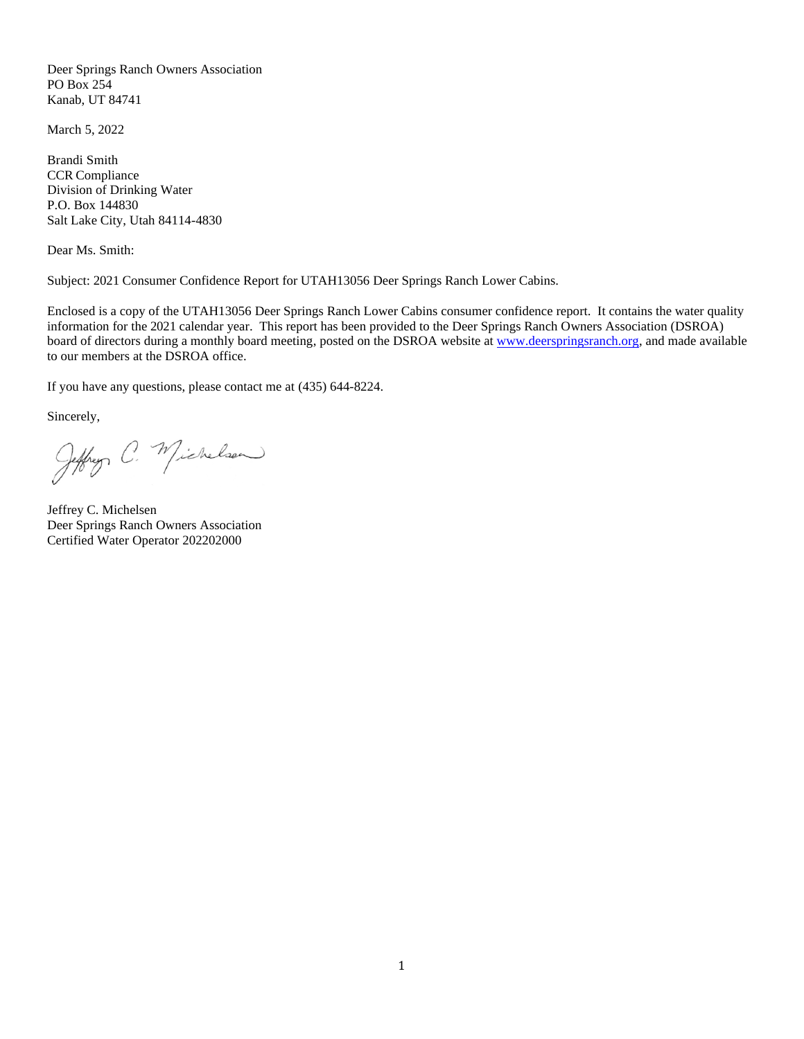Deer Springs Ranch Owners Association
PO Box 254
Kanab, UT 84741

March 5, 2022

Brandi Smith
CCR Compliance
Division of Drinking Water
P.O. Box 144830
Salt Lake City, Utah 84114-4830

Dear Ms. Smith:

Subject: 2021 Consumer Confidence Report for UTAH13056 Deer Springs Ranch Lower Cabins.

Enclosed is a copy of the UTAH13056 Deer Springs Ranch Lower Cabins consumer confidence report. It contains the water quality information for the 2021 calendar year. This report has been provided to the Deer Springs Ranch Owners Association (DSROA) board of directors during a monthly board meeting, posted on the DSROA website at [www.deerspringsranch.org](http://www.deerspringsranch.org), and made available to our members at the DSROA office.

If you have any questions, please contact me at (435) 644-8224.

Sincerely,

Jeffrey C. Michelsen

Jeffrey C. Michelsen
Deer Springs Ranch Owners Association
Certified Water Operator 202202000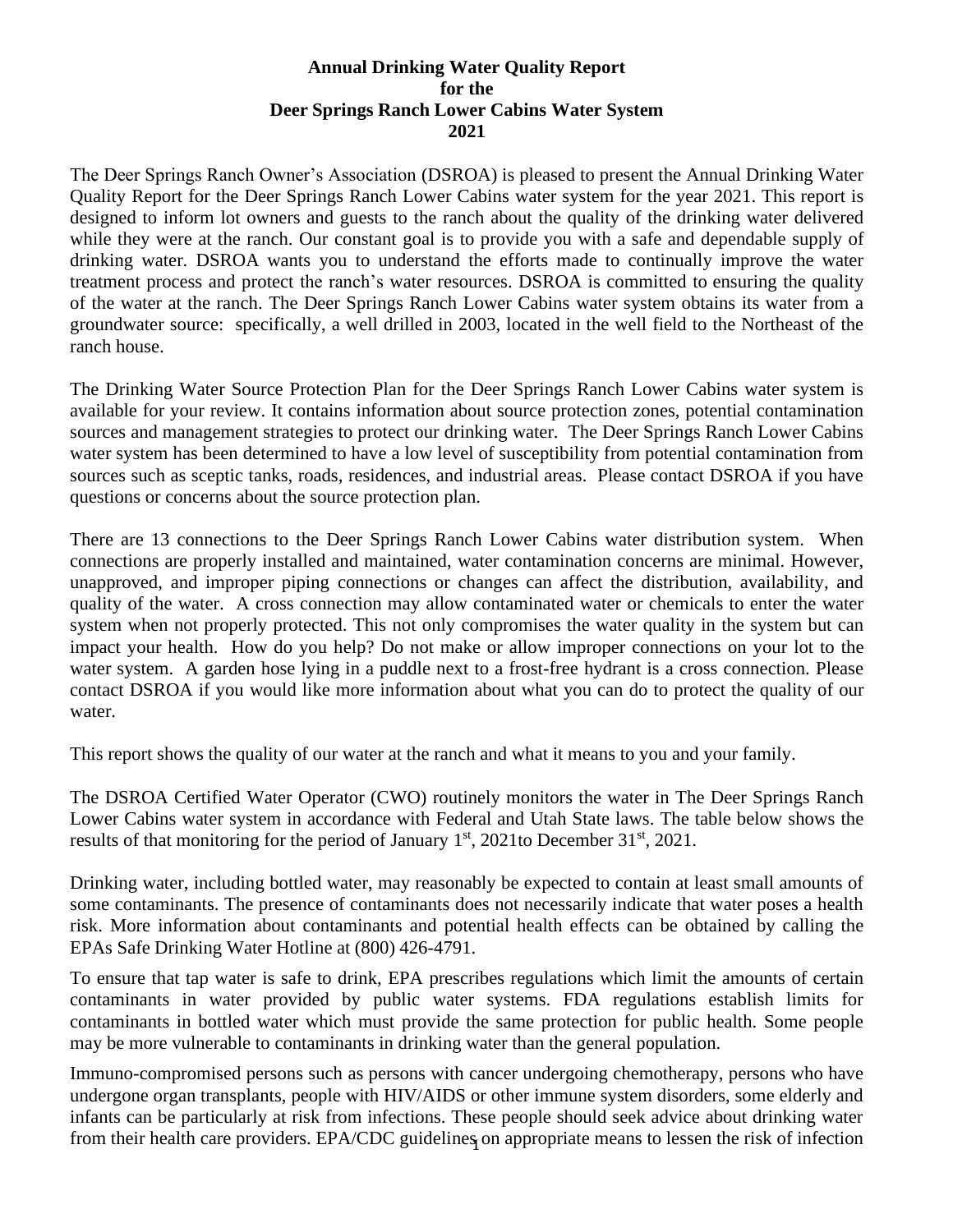**Annual Drinking Water Quality Report**
**for the**
**Deer Springs Ranch Lower Cabins Water System**
**2021**

The Deer Springs Ranch Owner's Association (DSROA) is pleased to present the Annual Drinking Water Quality Report for the Deer Springs Ranch Lower Cabins water system for the year 2021. This report is designed to inform lot owners and guests to the ranch about the quality of the drinking water delivered while they were at the ranch. Our constant goal is to provide you with a safe and dependable supply of drinking water. DSROA wants you to understand the efforts made to continually improve the water treatment process and protect the ranch's water resources. DSROA is committed to ensuring the quality of the water at the ranch. The Deer Springs Ranch Lower Cabins water system obtains its water from a groundwater source: specifically, a well drilled in 2003, located in the well field to the Northeast of the ranch house.

The Drinking Water Source Protection Plan for the Deer Springs Ranch Lower Cabins water system is available for your review. It contains information about source protection zones, potential contamination sources and management strategies to protect our drinking water. The Deer Springs Ranch Lower Cabins water system has been determined to have a low level of susceptibility from potential contamination from sources such as sceptic tanks, roads, residences, and industrial areas. Please contact DSROA if you have questions or concerns about the source protection plan.

There are 13 connections to the Deer Springs Ranch Lower Cabins water distribution system. When connections are properly installed and maintained, water contamination concerns are minimal. However, unapproved, and improper piping connections or changes can affect the distribution, availability, and quality of the water. A cross connection may allow contaminated water or chemicals to enter the water system when not properly protected. This not only compromises the water quality in the system but can impact your health. How do you help? Do not make or allow improper connections on your lot to the water system. A garden hose lying in a puddle next to a frost-free hydrant is a cross connection. Please contact DSROA if you would like more information about what you can do to protect the quality of our water.

This report shows the quality of our water at the ranch and what it means to you and your family.

The DSROA Certified Water Operator (CWO) routinely monitors the water in The Deer Springs Ranch Lower Cabins water system in accordance with Federal and Utah State laws. The table below shows the results of that monitoring for the period of January 1st, 2021to December 31st, 2021.

Drinking water, including bottled water, may reasonably be expected to contain at least small amounts of some contaminants. The presence of contaminants does not necessarily indicate that water poses a health risk. More information about contaminants and potential health effects can be obtained by calling the EPAs Safe Drinking Water Hotline at (800) 426-4791.

To ensure that tap water is safe to drink, EPA prescribes regulations which limit the amounts of certain contaminants in water provided by public water systems. FDA regulations establish limits for contaminants in bottled water which must provide the same protection for public health. Some people may be more vulnerable to contaminants in drinking water than the general population.

Immuno-compromised persons such as persons with cancer undergoing chemotherapy, persons who have undergone organ transplants, people with HIV/AIDS or other immune system disorders, some elderly and infants can be particularly at risk from infections. These people should seek advice about drinking water from their health care providers. EPA/CDC guidelines on appropriate means to lessen the risk of infection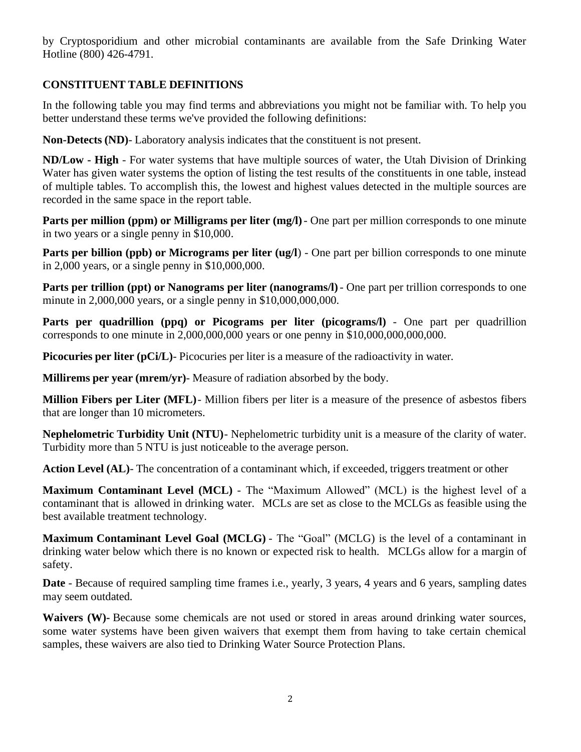by Cryptosporidium and other microbial contaminants are available from the Safe Drinking Water Hotline (800) 426-4791.

### CONSTITUENT TABLE DEFINITIONS

In the following table you may find terms and abbreviations you might not be familiar with. To help you better understand these terms we've provided the following definitions:

**Non-Detects (ND)**- Laboratory analysis indicates that the constituent is not present.

**ND/Low - High** - For water systems that have multiple sources of water, the Utah Division of Drinking Water has given water systems the option of listing the test results of the constituents in one table, instead of multiple tables. To accomplish this, the lowest and highest values detected in the multiple sources are recorded in the same space in the report table.

**Parts per million (ppm) or Milligrams per liter (mg/l)** - One part per million corresponds to one minute in two years or a single penny in $10,000.

**Parts per billion (ppb) or Micrograms per liter (ug/l**) - One part per billion corresponds to one minute in 2,000 years, or a single penny in $10,000,000.

**Parts per trillion (ppt) or Nanograms per liter (nanograms/l)** - One part per trillion corresponds to one minute in 2,000,000 years, or a single penny in $10,000,000,000.

**Parts per quadrillion (ppq) or Picograms per liter (picograms/l)** - One part per quadrillion corresponds to one minute in 2,000,000,000 years or one penny in $10,000,000,000,000.

**Picocuries per liter (pCi/L)**- Picocuries per liter is a measure of the radioactivity in water.

**Millirems per year (mrem/yr)**- Measure of radiation absorbed by the body.

**Million Fibers per Liter (MFL)** - Million fibers per liter is a measure of the presence of asbestos fibers that are longer than 10 micrometers.

**Nephelometric Turbidity Unit (NTU)**- Nephelometric turbidity unit is a measure of the clarity of water. Turbidity more than 5 NTU is just noticeable to the average person.

**Action Level (AL)**- The concentration of a contaminant which, if exceeded, triggers treatment or other

**Maximum Contaminant Level (MCL)** - The "Maximum Allowed" (MCL) is the highest level of a contaminant that is allowed in drinking water. MCLs are set as close to the MCLGs as feasible using the best available treatment technology.

**Maximum Contaminant Level Goal (MCLG)** - The "Goal" (MCLG) is the level of a contaminant in drinking water below which there is no known or expected risk to health. MCLGs allow for a margin of safety.

**Date** - Because of required sampling time frames i.e., yearly, 3 years, 4 years and 6 years, sampling dates may seem outdated.

**Waivers (W)**- Because some chemicals are not used or stored in areas around drinking water sources, some water systems have been given waivers that exempt them from having to take certain chemical samples, these waivers are also tied to Drinking Water Source Protection Plans.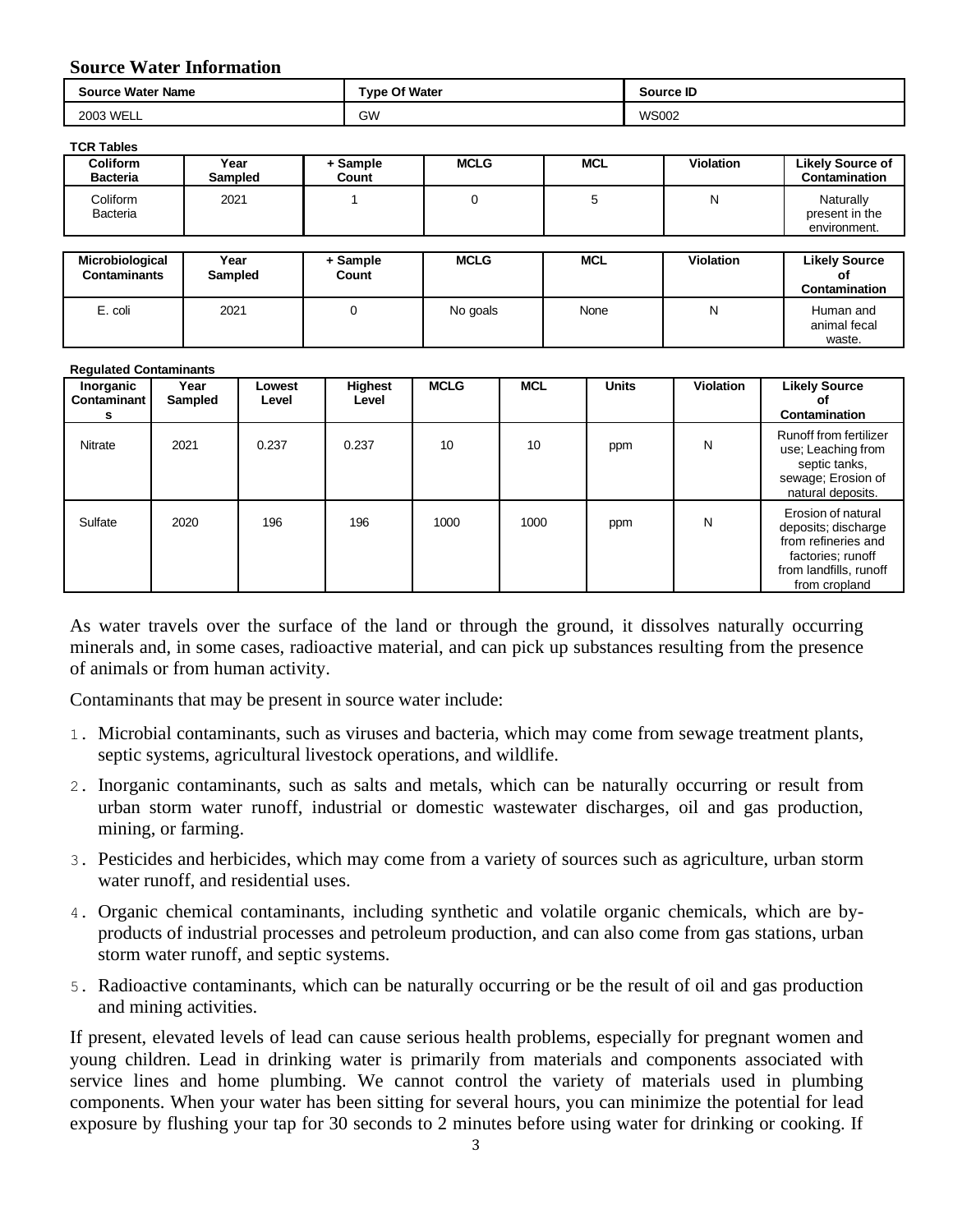## Source Water Information

| Source Water Name | Type Of Water | Source ID |
|---|---|---|
| 2003 WELL | GW | WS002 |

**TCR Tables**

| Coliform Bacteria | Year Sampled | + Sample Count | MCLG | MCL | Violation | Likely Source of Contamination |
|---|---|---|---|---|---|---|
| Coliform Bacteria | 2021 | 1 | 0 | 5 | N | Naturally present in the environment. |

| Microbiological Contaminants | Year Sampled | + Sample Count | MCLG | MCL | Violation | Likely Source of Contamination |
|---|---|---|---|---|---|---|
| E. coli | 2021 | 0 | No goals | None | N | Human and animal fecal waste. |

**Regulated Contaminants**

| Inorganic Contaminants | Year Sampled | Lowest Level | Highest Level | MCLG | MCL | Units | Violation | Likely Source of Contamination |
|---|---|---|---|---|---|---|---|---|
| Nitrate | 2021 | 0.237 | 0.237 | 10 | 10 | ppm | N | Runoff from fertilizer use; Leaching from septic tanks, sewage; Erosion of natural deposits. |
| Sulfate | 2020 | 196 | 196 | 1000 | 1000 | ppm | N | Erosion of natural deposits; discharge from refineries and factories; runoff from landfills, runoff from cropland |

As water travels over the surface of the land or through the ground, it dissolves naturally occurring minerals and, in some cases, radioactive material, and can pick up substances resulting from the presence of animals or from human activity.

Contaminants that may be present in source water include:

1. Microbial contaminants, such as viruses and bacteria, which may come from sewage treatment plants, septic systems, agricultural livestock operations, and wildlife.
2. Inorganic contaminants, such as salts and metals, which can be naturally occurring or result from urban storm water runoff, industrial or domestic wastewater discharges, oil and gas production, mining, or farming.
3. Pesticides and herbicides, which may come from a variety of sources such as agriculture, urban storm water runoff, and residential uses.
4. Organic chemical contaminants, including synthetic and volatile organic chemicals, which are by-products of industrial processes and petroleum production, and can also come from gas stations, urban storm water runoff, and septic systems.
5. Radioactive contaminants, which can be naturally occurring or be the result of oil and gas production and mining activities.

If present, elevated levels of lead can cause serious health problems, especially for pregnant women and young children. Lead in drinking water is primarily from materials and components associated with service lines and home plumbing. We cannot control the variety of materials used in plumbing components. When your water has been sitting for several hours, you can minimize the potential for lead exposure by flushing your tap for 30 seconds to 2 minutes before using water for drinking or cooking. If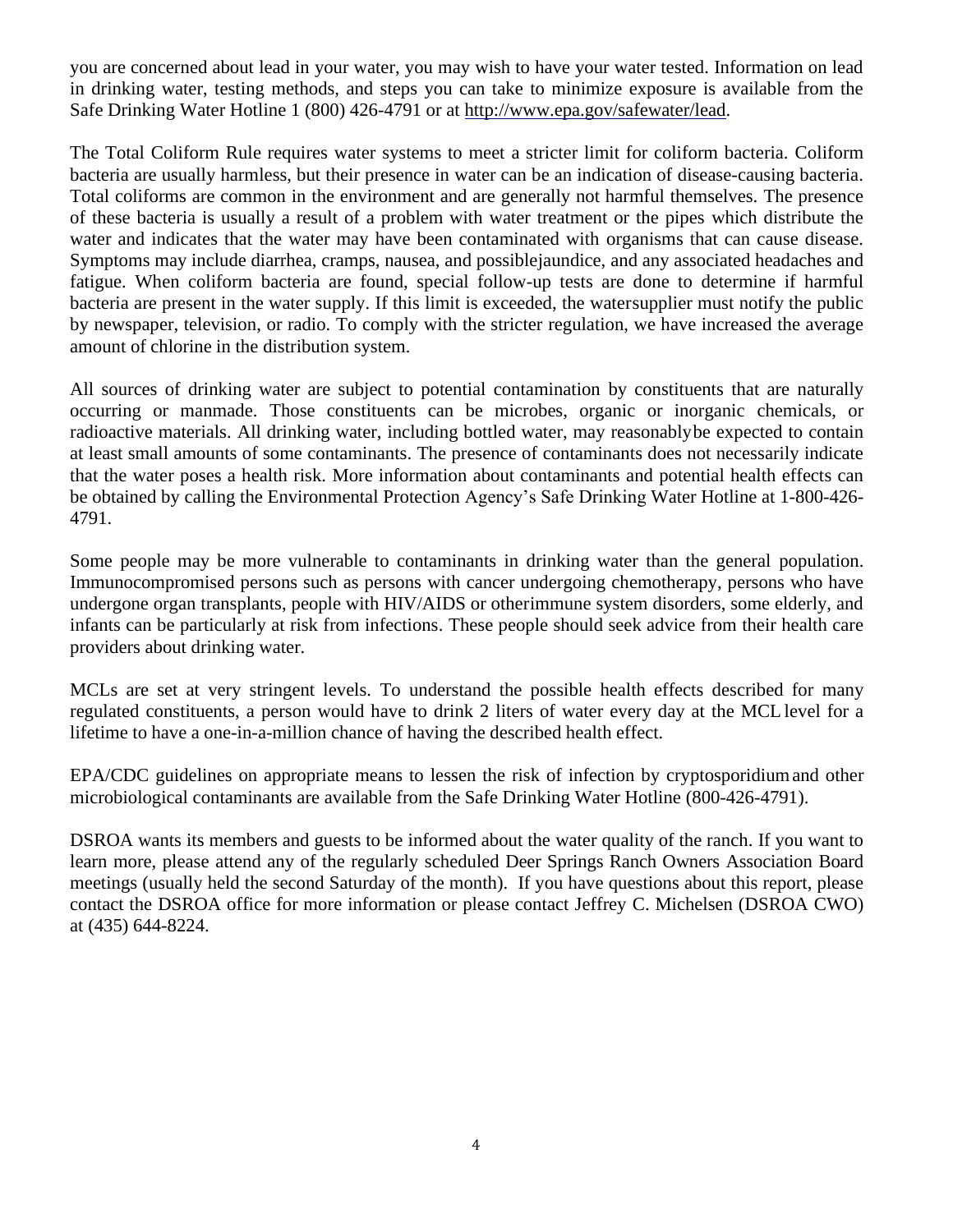you are concerned about lead in your water, you may wish to have your water tested. Information on lead in drinking water, testing methods, and steps you can take to minimize exposure is available from the Safe Drinking Water Hotline 1 (800) 426-4791 or at http://www.epa.gov/safewater/lead.

The Total Coliform Rule requires water systems to meet a stricter limit for coliform bacteria. Coliform bacteria are usually harmless, but their presence in water can be an indication of disease-causing bacteria. Total coliforms are common in the environment and are generally not harmful themselves. The presence of these bacteria is usually a result of a problem with water treatment or the pipes which distribute the water and indicates that the water may have been contaminated with organisms that can cause disease. Symptoms may include diarrhea, cramps, nausea, and possiblejaundice, and any associated headaches and fatigue. When coliform bacteria are found, special follow-up tests are done to determine if harmful bacteria are present in the water supply. If this limit is exceeded, the watersupplier must notify the public by newspaper, television, or radio. To comply with the stricter regulation, we have increased the average amount of chlorine in the distribution system.

All sources of drinking water are subject to potential contamination by constituents that are naturally occurring or manmade. Those constituents can be microbes, organic or inorganic chemicals, or radioactive materials. All drinking water, including bottled water, may reasonablybe expected to contain at least small amounts of some contaminants. The presence of contaminants does not necessarily indicate that the water poses a health risk. More information about contaminants and potential health effects can be obtained by calling the Environmental Protection Agency's Safe Drinking Water Hotline at 1-800-426-4791.

Some people may be more vulnerable to contaminants in drinking water than the general population. Immunocompromised persons such as persons with cancer undergoing chemotherapy, persons who have undergone organ transplants, people with HIV/AIDS or otherimmune system disorders, some elderly, and infants can be particularly at risk from infections. These people should seek advice from their health care providers about drinking water.

MCLs are set at very stringent levels. To understand the possible health effects described for many regulated constituents, a person would have to drink 2 liters of water every day at the MCL level for a lifetime to have a one-in-a-million chance of having the described health effect.

EPA/CDC guidelines on appropriate means to lessen the risk of infection by cryptosporidium and other microbiological contaminants are available from the Safe Drinking Water Hotline (800-426-4791).

DSROA wants its members and guests to be informed about the water quality of the ranch. If you want to learn more, please attend any of the regularly scheduled Deer Springs Ranch Owners Association Board meetings (usually held the second Saturday of the month). If you have questions about this report, please contact the DSROA office for more information or please contact Jeffrey C. Michelsen (DSROA CWO) at (435) 644-8224.